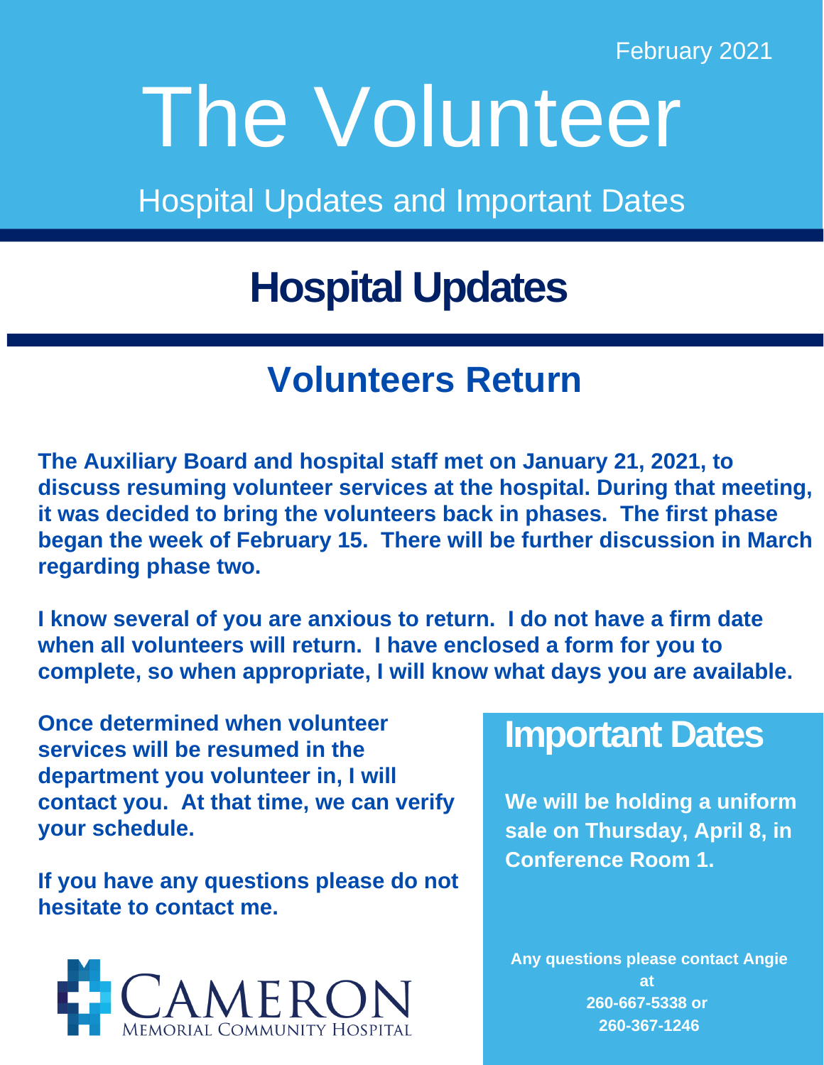February 2021

# The Volunteer

Hospital Updates and Important Dates

## Hospital Updates

### Volunteers Return

**The Auxiliary Board and hospital staff met on January 21, 2021, to discuss resuming volunteer services at the hospital. During that meeting, it was decided to bring the volunteers back in phases. The first phase began the week of February 15. There will be further discussion in March regarding phase two.**

**I know several of you are anxious to return. I do not have a firm date when all volunteers will return. I have enclosed a form for you to complete, so when appropriate, I will know what days you are available.**

**Once determined when volunteer services will be resumed in the department you volunteer in, I will contact you. At that time, we can verify your schedule.**

**If you have any questions please do not hesitate to contact me.**

Cameron Memorial Community Hospital

## Important Dates

**We will be holding a uniform sale on Thursday, April 8, in Conference Room 1.**

**Any questions please contact Angie at 260-667-5338 or 260-367-1246**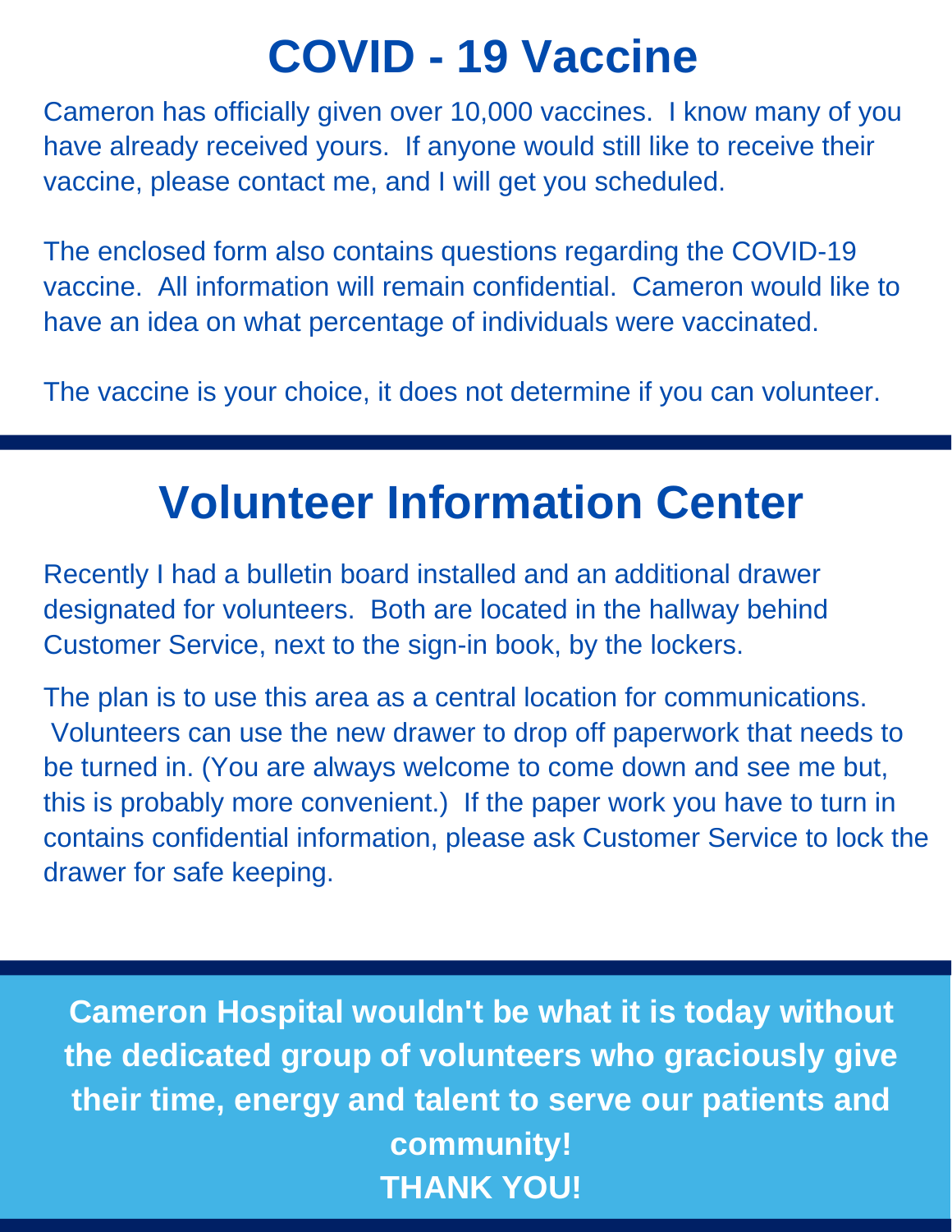# COVID - 19 Vaccine

Cameron has officially given over 10,000 vaccines. I know many of you have already received yours. If anyone would still like to receive their vaccine, please contact me, and I will get you scheduled.

The enclosed form also contains questions regarding the COVID-19 vaccine. All information will remain confidential. Cameron would like to have an idea on what percentage of individuals were vaccinated.

The vaccine is your choice, it does not determine if you can volunteer.

# Volunteer Information Center

Recently I had a bulletin board installed and an additional drawer designated for volunteers. Both are located in the hallway behind Customer Service, next to the sign-in book, by the lockers.

The plan is to use this area as a central location for communications. Volunteers can use the new drawer to drop off paperwork that needs to be turned in. (You are always welcome to come down and see me but, this is probably more convenient.) If the paper work you have to turn in contains confidential information, please ask Customer Service to lock the drawer for safe keeping.

**Cameron Hospital wouldn't be what it is today without the dedicated group of volunteers who graciously give their time, energy and talent to serve our patients and community!**

**THANK YOU!**